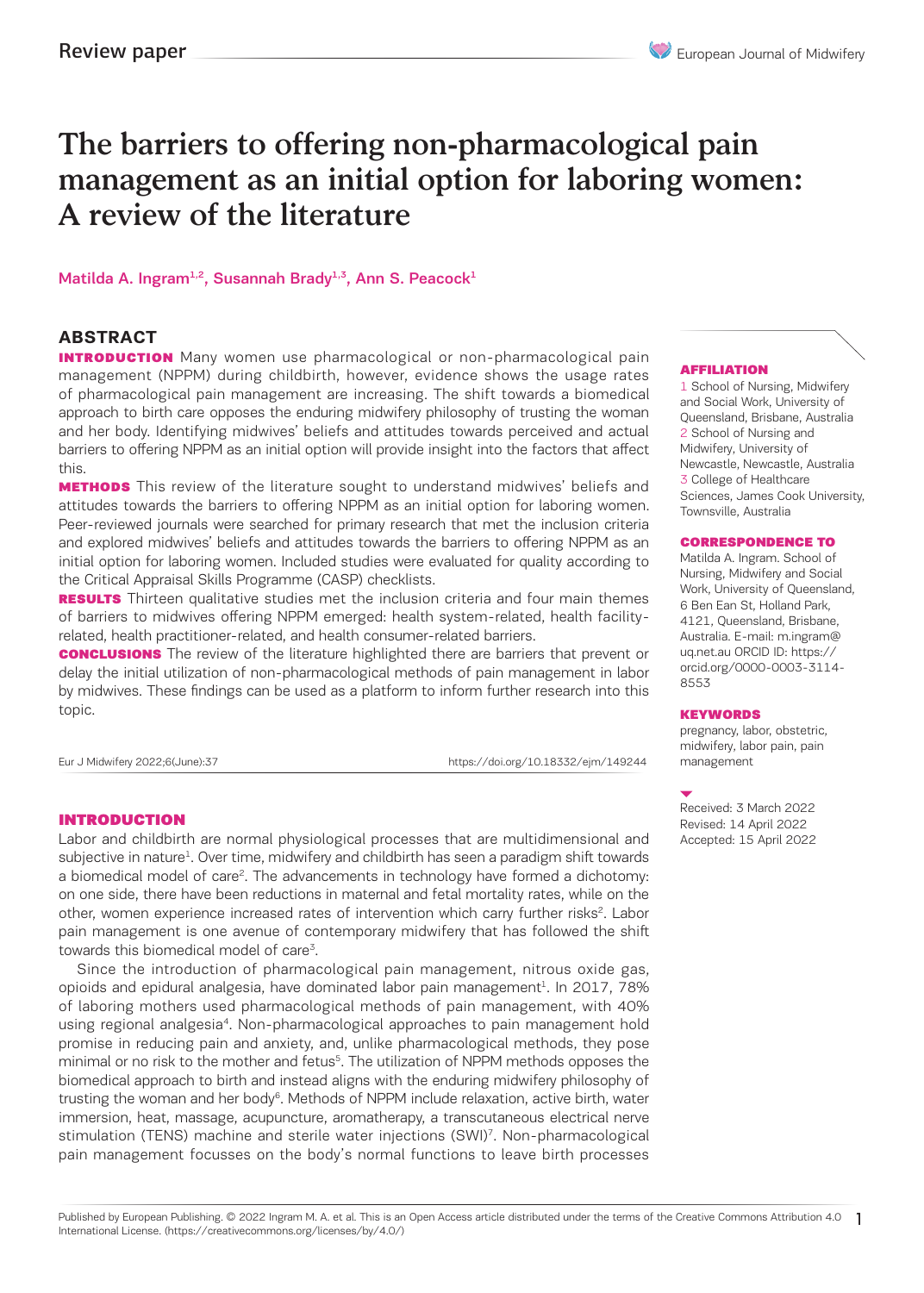Review paper

# The barriers to offering non-pharmacological pain management as an initial option for laboring women: A review of the literature

Matilda A. Ingram[1,2], Susannah Brady[1,3], Ann S. Peacock[1]

## ABSTRACT

**INTRODUCTION** Many women use pharmacological or non-pharmacological pain management (NPPM) during childbirth, however, evidence shows the usage rates of pharmacological pain management are increasing. The shift towards a biomedical approach to birth care opposes the enduring midwifery philosophy of trusting the woman and her body. Identifying midwives' beliefs and attitudes towards perceived and actual barriers to offering NPPM as an initial option will provide insight into the factors that affect this.

**METHODS** This review of the literature sought to understand midwives' beliefs and attitudes towards the barriers to offering NPPM as an initial option for laboring women. Peer-reviewed journals were searched for primary research that met the inclusion criteria and explored midwives' beliefs and attitudes towards the barriers to offering NPPM as an initial option for laboring women. Included studies were evaluated for quality according to the Critical Appraisal Skills Programme (CASP) checklists.

**RESULTS** Thirteen qualitative studies met the inclusion criteria and four main themes of barriers to midwives offering NPPM emerged: health system-related, health facility-related, health practitioner-related, and health consumer-related barriers.

**CONCLUSIONS** The review of the literature highlighted there are barriers that prevent or delay the initial utilization of non-pharmacological methods of pain management in labor by midwives. These findings can be used as a platform to inform further research into this topic.

Eur J Midwifery 2022;6(June):37 https://doi.org/10.18332/ejm/149244

**AFFILIATION**
1 School of Nursing, Midwifery and Social Work, University of Queensland, Brisbane, Australia
2 School of Nursing and Midwifery, University of Newcastle, Newcastle, Australia
3 College of Healthcare Sciences, James Cook University, Townsville, Australia

**CORRESPONDENCE TO**
Matilda A. Ingram. School of Nursing, Midwifery and Social Work, University of Queensland, 6 Ben Ean St, Holland Park, 4121, Queensland, Brisbane, Australia. E-mail: m.ingram@uq.net.au ORCID ID: https://orcid.org/0000-0003-3114-8553

**KEYWORDS**
pregnancy, labor, obstetric, midwifery, labor pain, pain management

Received: 3 March 2022
Revised: 14 April 2022
Accepted: 15 April 2022

## INTRODUCTION

Labor and childbirth are normal physiological processes that are multidimensional and subjective in nature[1]. Over time, midwifery and childbirth has seen a paradigm shift towards a biomedical model of care[2]. The advancements in technology have formed a dichotomy: on one side, there have been reductions in maternal and fetal mortality rates, while on the other, women experience increased rates of intervention which carry further risks[2]. Labor pain management is one avenue of contemporary midwifery that has followed the shift towards this biomedical model of care[3].

Since the introduction of pharmacological pain management, nitrous oxide gas, opioids and epidural analgesia, have dominated labor pain management[1]. In 2017, 78% of laboring mothers used pharmacological methods of pain management, with 40% using regional analgesia[4]. Non-pharmacological approaches to pain management hold promise in reducing pain and anxiety, and, unlike pharmacological methods, they pose minimal or no risk to the mother and fetus[5]. The utilization of NPPM methods opposes the biomedical approach to birth and instead aligns with the enduring midwifery philosophy of trusting the woman and her body[6]. Methods of NPPM include relaxation, active birth, water immersion, heat, massage, acupuncture, aromatherapy, a transcutaneous electrical nerve stimulation (TENS) machine and sterile water injections (SWI)[7]. Non-pharmacological pain management focusses on the body's normal functions to leave birth processes

Published by European Publishing. © 2022 Ingram M. A. et al. This is an Open Access article distributed under the terms of the Creative Commons Attribution 4.0 International License. (https://creativecommons.org/licenses/by/4.0/)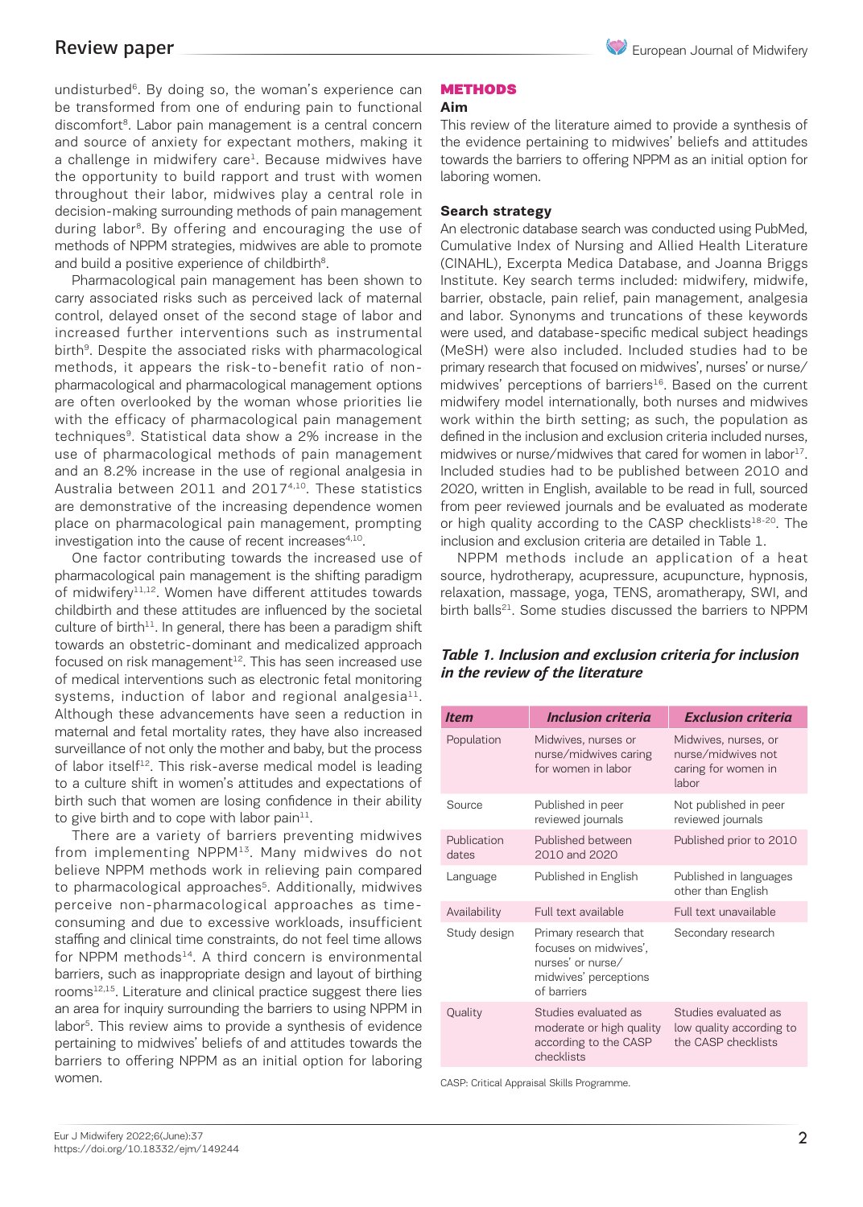undisturbed[6]. By doing so, the woman's experience can be transformed from one of enduring pain to functional discomfort[8]. Labor pain management is a central concern and source of anxiety for expectant mothers, making it a challenge in midwifery care[1]. Because midwives have the opportunity to build rapport and trust with women throughout their labor, midwives play a central role in decision-making surrounding methods of pain management during labor[8]. By offering and encouraging the use of methods of NPPM strategies, midwives are able to promote and build a positive experience of childbirth[8].

Pharmacological pain management has been shown to carry associated risks such as perceived lack of maternal control, delayed onset of the second stage of labor and increased further interventions such as instrumental birth[9]. Despite the associated risks with pharmacological methods, it appears the risk-to-benefit ratio of non-pharmacological and pharmacological management options are often overlooked by the woman whose priorities lie with the efficacy of pharmacological pain management techniques[9]. Statistical data show a 2% increase in the use of pharmacological methods of pain management and an 8.2% increase in the use of regional analgesia in Australia between 2011 and 2017[4,10]. These statistics are demonstrative of the increasing dependence women place on pharmacological pain management, prompting investigation into the cause of recent increases[4,10].

One factor contributing towards the increased use of pharmacological pain management is the shifting paradigm of midwifery[11,12]. Women have different attitudes towards childbirth and these attitudes are influenced by the societal culture of birth[11]. In general, there has been a paradigm shift towards an obstetric-dominant and medicalized approach focused on risk management[12]. This has seen increased use of medical interventions such as electronic fetal monitoring systems, induction of labor and regional analgesia[11]. Although these advancements have seen a reduction in maternal and fetal mortality rates, they have also increased surveillance of not only the mother and baby, but the process of labor itself[12]. This risk-averse medical model is leading to a culture shift in women's attitudes and expectations of birth such that women are losing confidence in their ability to give birth and to cope with labor pain[11].

There are a variety of barriers preventing midwives from implementing NPPM[13]. Many midwives do not believe NPPM methods work in relieving pain compared to pharmacological approaches[5]. Additionally, midwives perceive non-pharmacological approaches as time-consuming and due to excessive workloads, insufficient staffing and clinical time constraints, do not feel time allows for NPPM methods[14]. A third concern is environmental barriers, such as inappropriate design and layout of birthing rooms[12,15]. Literature and clinical practice suggest there lies an area for inquiry surrounding the barriers to using NPPM in labor[5]. This review aims to provide a synthesis of evidence pertaining to midwives' beliefs of and attitudes towards the barriers to offering NPPM as an initial option for laboring women.

## METHODS

### Aim

This review of the literature aimed to provide a synthesis of the evidence pertaining to midwives' beliefs and attitudes towards the barriers to offering NPPM as an initial option for laboring women.

### Search strategy

An electronic database search was conducted using PubMed, Cumulative Index of Nursing and Allied Health Literature (CINAHL), Excerpta Medica Database, and Joanna Briggs Institute. Key search terms included: midwifery, midwife, barrier, obstacle, pain relief, pain management, analgesia and labor. Synonyms and truncations of these keywords were used, and database-specific medical subject headings (MeSH) were also included. Included studies had to be primary research that focused on midwives', nurses' or nurse/midwives' perceptions of barriers[16]. Based on the current midwifery model internationally, both nurses and midwives work within the birth setting; as such, the population as defined in the inclusion and exclusion criteria included nurses, midwives or nurse/midwives that cared for women in labor[17]. Included studies had to be published between 2010 and 2020, written in English, available to be read in full, sourced from peer reviewed journals and be evaluated as moderate or high quality according to the CASP checklists[18-20]. The inclusion and exclusion criteria are detailed in Table 1.

NPPM methods include an application of a heat source, hydrotherapy, acupressure, acupuncture, hypnosis, relaxation, massage, yoga, TENS, aromatherapy, SWI, and birth balls[21]. Some studies discussed the barriers to NPPM

***Table 1. Inclusion and exclusion criteria for inclusion in the review of the literature***

| Item | Inclusion criteria | Exclusion criteria |
|---|---|---|
| Population | Midwives, nurses or nurse/midwives caring for women in labor | Midwives, nurses, or nurse/midwives not caring for women in labor |
| Source | Published in peer reviewed journals | Not published in peer reviewed journals |
| Publication dates | Published between 2010 and 2020 | Published prior to 2010 |
| Language | Published in English | Published in languages other than English |
| Availability | Full text available | Full text unavailable |
| Study design | Primary research that focuses on midwives', nurses' or nurse/midwives' perceptions of barriers | Secondary research |
| Quality | Studies evaluated as moderate or high quality according to the CASP checklists | Studies evaluated as low quality according to the CASP checklists |

CASP: Critical Appraisal Skills Programme.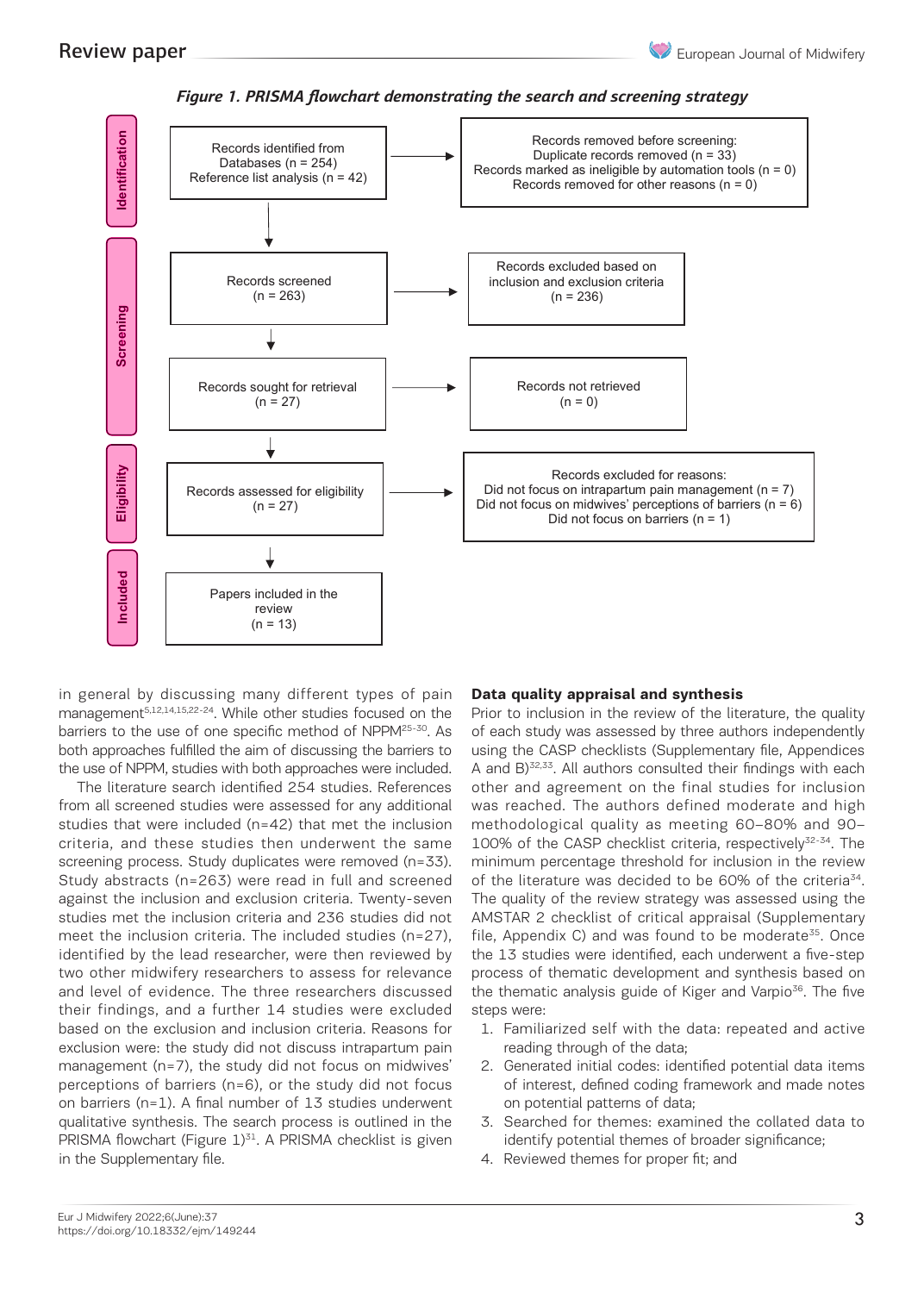*Figure 1. PRISMA flowchart demonstrating the search and screening strategy*

**Identification**

- Records identified from Databases (n = 254); Reference list analysis (n = 42)
- Records removed before screening: Duplicate records removed (n = 33); Records marked as ineligible by automation tools (n = 0); Records removed for other reasons (n = 0)

**Screening**

- Records screened (n = 263)
- Records excluded based on inclusion and exclusion criteria (n = 236)
- Records sought for retrieval (n = 27)
- Records not retrieved (n = 0)

**Eligibility**

- Records assessed for eligibility (n = 27)
- Records excluded for reasons: Did not focus on intrapartum pain management (n = 7); Did not focus on midwives' perceptions of barriers (n = 6); Did not focus on barriers (n = 1)

**Included**

- Papers included in the review (n = 13)

in general by discussing many different types of pain management[5,12,14,15,22-24]. While other studies focused on the barriers to the use of one specific method of NPPM[25-30]. As both approaches fulfilled the aim of discussing the barriers to the use of NPPM, studies with both approaches were included.

The literature search identified 254 studies. References from all screened studies were assessed for any additional studies that were included (n=42) that met the inclusion criteria, and these studies then underwent the same screening process. Study duplicates were removed (n=33). Study abstracts (n=263) were read in full and screened against the inclusion and exclusion criteria. Twenty-seven studies met the inclusion criteria and 236 studies did not meet the inclusion criteria. The included studies (n=27), identified by the lead researcher, were then reviewed by two other midwifery researchers to assess for relevance and level of evidence. The three researchers discussed their findings, and a further 14 studies were excluded based on the exclusion and inclusion criteria. Reasons for exclusion were: the study did not discuss intrapartum pain management (n=7), the study did not focus on midwives' perceptions of barriers (n=6), or the study did not focus on barriers (n=1). A final number of 13 studies underwent qualitative synthesis. The search process is outlined in the PRISMA flowchart (Figure 1)[31]. A PRISMA checklist is given in the Supplementary file.

### Data quality appraisal and synthesis

Prior to inclusion in the review of the literature, the quality of each study was assessed by three authors independently using the CASP checklists (Supplementary file, Appendices A and B)[32,33]. All authors consulted their findings with each other and agreement on the final studies for inclusion was reached. The authors defined moderate and high methodological quality as meeting 60–80% and 90–100% of the CASP checklist criteria, respectively[32-34]. The minimum percentage threshold for inclusion in the review of the literature was decided to be 60% of the criteria[34]. The quality of the review strategy was assessed using the AMSTAR 2 checklist of critical appraisal (Supplementary file, Appendix C) and was found to be moderate[35]. Once the 13 studies were identified, each underwent a five-step process of thematic development and synthesis based on the thematic analysis guide of Kiger and Varpio[36]. The five steps were:

1. Familiarized self with the data: repeated and active reading through of the data;
2. Generated initial codes: identified potential data items of interest, defined coding framework and made notes on potential patterns of data;
3. Searched for themes: examined the collated data to identify potential themes of broader significance;
4. Reviewed themes for proper fit; and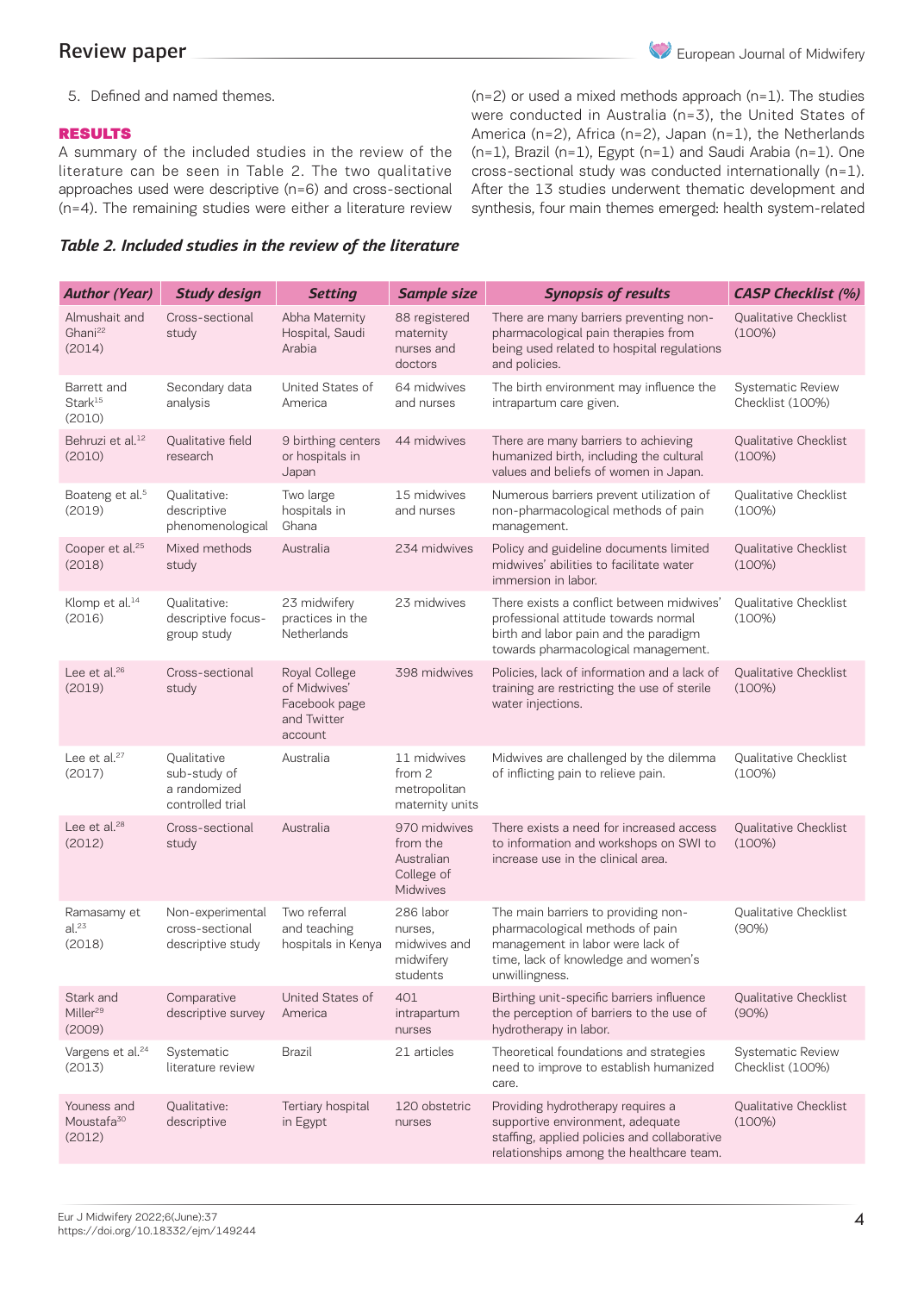5. Defined and named themes.

## RESULTS

A summary of the included studies in the review of the literature can be seen in Table 2. The two qualitative approaches used were descriptive (n=6) and cross-sectional (n=4). The remaining studies were either a literature review (n=2) or used a mixed methods approach (n=1). The studies were conducted in Australia (n=3), the United States of America (n=2), Africa (n=2), Japan (n=1), the Netherlands (n=1), Brazil (n=1), Egypt (n=1) and Saudi Arabia (n=1). One cross-sectional study was conducted internationally (n=1). After the 13 studies underwent thematic development and synthesis, four main themes emerged: health system-related

***Table 2. Included studies in the review of the literature***

| Author (Year) | Study design | Setting | Sample size | Synopsis of results | CASP Checklist (%) |
|---|---|---|---|---|---|
| Almushait and Ghani[22] (2014) | Cross-sectional study | Abha Maternity Hospital, Saudi Arabia | 88 registered maternity nurses and doctors | There are many barriers preventing non-pharmacological pain therapies from being used related to hospital regulations and policies. | Qualitative Checklist (100%) |
| Barrett and Stark[15] (2010) | Secondary data analysis | United States of America | 64 midwives and nurses | The birth environment may influence the intrapartum care given. | Systematic Review Checklist (100%) |
| Behruzi et al.[12] (2010) | Qualitative field research | 9 birthing centers or hospitals in Japan | 44 midwives | There are many barriers to achieving humanized birth, including the cultural values and beliefs of women in Japan. | Qualitative Checklist (100%) |
| Boateng et al.[5] (2019) | Qualitative: descriptive phenomenological | Two large hospitals in Ghana | 15 midwives and nurses | Numerous barriers prevent utilization of non-pharmacological methods of pain management. | Qualitative Checklist (100%) |
| Cooper et al.[25] (2018) | Mixed methods study | Australia | 234 midwives | Policy and guideline documents limited midwives' abilities to facilitate water immersion in labor. | Qualitative Checklist (100%) |
| Klomp et al.[14] (2016) | Qualitative: descriptive focus-group study | 23 midwifery practices in the Netherlands | 23 midwives | There exists a conflict between midwives' professional attitude towards normal birth and labor pain and the paradigm towards pharmacological management. | Qualitative Checklist (100%) |
| Lee et al.[26] (2019) | Cross-sectional study | Royal College of Midwives' Facebook page and Twitter account | 398 midwives | Policies, lack of information and a lack of training are restricting the use of sterile water injections. | Qualitative Checklist (100%) |
| Lee et al.[27] (2017) | Qualitative sub-study of a randomized controlled trial | Australia | 11 midwives from 2 metropolitan maternity units | Midwives are challenged by the dilemma of inflicting pain to relieve pain. | Qualitative Checklist (100%) |
| Lee et al.[28] (2012) | Cross-sectional study | Australia | 970 midwives from the Australian College of Midwives | There exists a need for increased access to information and workshops on SWI to increase use in the clinical area. | Qualitative Checklist (100%) |
| Ramasamy et al.[23] (2018) | Non-experimental cross-sectional descriptive study | Two referral and teaching hospitals in Kenya | 286 labor nurses, midwives and midwifery students | The main barriers to providing non-pharmacological methods of pain management in labor were lack of time, lack of knowledge and women's unwillingness. | Qualitative Checklist (90%) |
| Stark and Miller[29] (2009) | Comparative descriptive survey | United States of America | 401 intrapartum nurses | Birthing unit-specific barriers influence the perception of barriers to the use of hydrotherapy in labor. | Qualitative Checklist (90%) |
| Vargens et al.[24] (2013) | Systematic literature review | Brazil | 21 articles | Theoretical foundations and strategies need to improve to establish humanized care. | Systematic Review Checklist (100%) |
| Youness and Moustafa[30] (2012) | Qualitative: descriptive | Tertiary hospital in Egypt | 120 obstetric nurses | Providing hydrotherapy requires a supportive environment, adequate staffing, applied policies and collaborative relationships among the healthcare team. | Qualitative Checklist (100%) |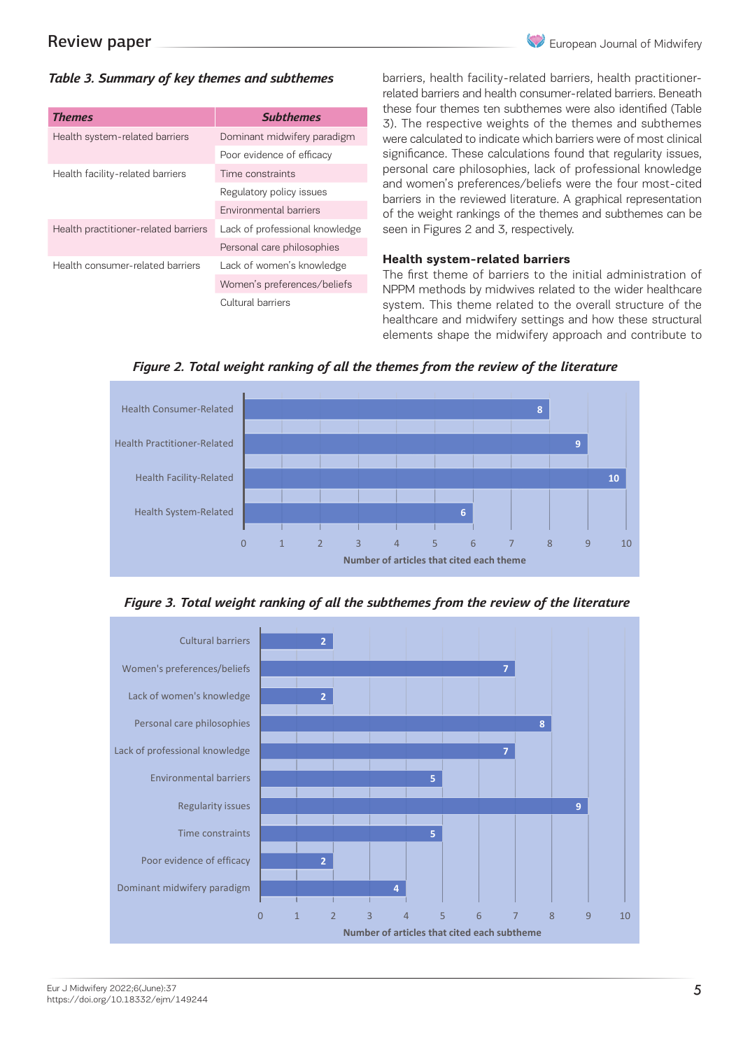*Table 3. Summary of key themes and subthemes*

| Themes | Subthemes |
|---|---|
| Health system-related barriers | Dominant midwifery paradigm |
| | Poor evidence of efficacy |
| Health facility-related barriers | Time constraints |
| | Regulatory policy issues |
| | Environmental barriers |
| Health practitioner-related barriers | Lack of professional knowledge |
| | Personal care philosophies |
| Health consumer-related barriers | Lack of women's knowledge |
| | Women's preferences/beliefs |
| | Cultural barriers |

barriers, health facility-related barriers, health practitioner-related barriers and health consumer-related barriers. Beneath these four themes ten subthemes were also identified (Table 3). The respective weights of the themes and subthemes were calculated to indicate which barriers were of most clinical significance. These calculations found that regularity issues, personal care philosophies, lack of professional knowledge and women's preferences/beliefs were the four most-cited barriers in the reviewed literature. A graphical representation of the weight rankings of the themes and subthemes can be seen in Figures 2 and 3, respectively.

### Health system-related barriers

The first theme of barriers to the initial administration of NPPM methods by midwives related to the wider healthcare system. This theme related to the overall structure of the healthcare and midwifery settings and how these structural elements shape the midwifery approach and contribute to

*Figure 2. Total weight ranking of all the themes from the review of the literature*

| Theme | Number of articles that cited each theme |
|---|---|
| Health Consumer-Related | 8 |
| Health Practitioner-Related | 9 |
| Health Facility-Related | 10 |
| Health System-Related | 6 |

*Figure 3. Total weight ranking of all the subthemes from the review of the literature*

| Subtheme | Number of articles that cited each subtheme |
|---|---|
| Cultural barriers | 2 |
| Women's preferences/beliefs | 7 |
| Lack of women's knowledge | 2 |
| Personal care philosophies | 8 |
| Lack of professional knowledge | 7 |
| Environmental barriers | 5 |
| Regularity issues | 9 |
| Time constraints | 5 |
| Poor evidence of efficacy | 2 |
| Dominant midwifery paradigm | 4 |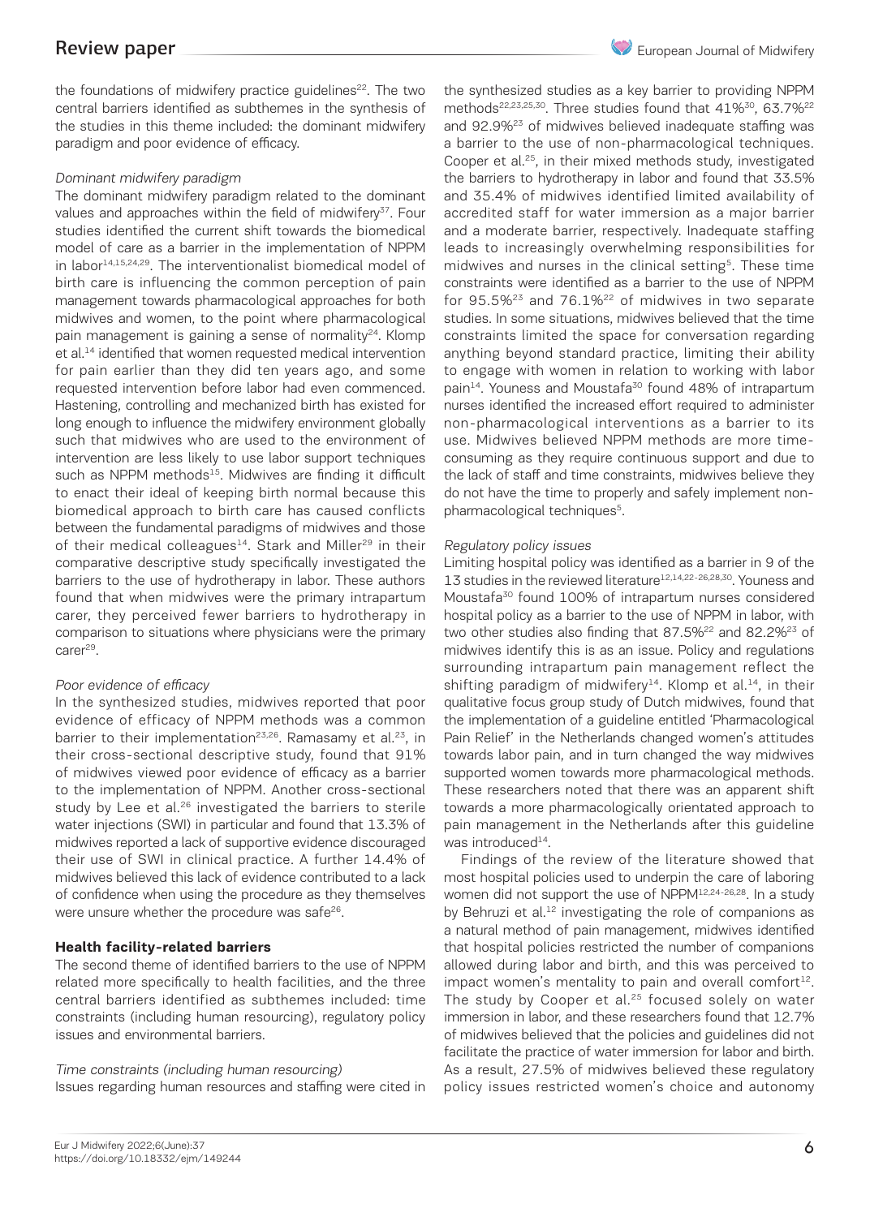the foundations of midwifery practice guidelines[22]. The two central barriers identified as subthemes in the synthesis of the studies in this theme included: the dominant midwifery paradigm and poor evidence of efficacy.

*Dominant midwifery paradigm*

The dominant midwifery paradigm related to the dominant values and approaches within the field of midwifery[37]. Four studies identified the current shift towards the biomedical model of care as a barrier in the implementation of NPPM in labor[14,15,24,29]. The interventionalist biomedical model of birth care is influencing the common perception of pain management towards pharmacological approaches for both midwives and women, to the point where pharmacological pain management is gaining a sense of normality[24]. Klomp et al.[14] identified that women requested medical intervention for pain earlier than they did ten years ago, and some requested intervention before labor had even commenced. Hastening, controlling and mechanized birth has existed for long enough to influence the midwifery environment globally such that midwives who are used to the environment of intervention are less likely to use labor support techniques such as NPPM methods[15]. Midwives are finding it difficult to enact their ideal of keeping birth normal because this biomedical approach to birth care has caused conflicts between the fundamental paradigms of midwives and those of their medical colleagues[14]. Stark and Miller[29] in their comparative descriptive study specifically investigated the barriers to the use of hydrotherapy in labor. These authors found that when midwives were the primary intrapartum carer, they perceived fewer barriers to hydrotherapy in comparison to situations where physicians were the primary carer[29].

*Poor evidence of efficacy*

In the synthesized studies, midwives reported that poor evidence of efficacy of NPPM methods was a common barrier to their implementation[23,26]. Ramasamy et al.[23], in their cross-sectional descriptive study, found that 91% of midwives viewed poor evidence of efficacy as a barrier to the implementation of NPPM. Another cross-sectional study by Lee et al.[26] investigated the barriers to sterile water injections (SWI) in particular and found that 13.3% of midwives reported a lack of supportive evidence discouraged their use of SWI in clinical practice. A further 14.4% of midwives believed this lack of evidence contributed to a lack of confidence when using the procedure as they themselves were unsure whether the procedure was safe[26].

**Health facility-related barriers**

The second theme of identified barriers to the use of NPPM related more specifically to health facilities, and the three central barriers identified as subthemes included: time constraints (including human resourcing), regulatory policy issues and environmental barriers.

*Time constraints (including human resourcing)*

Issues regarding human resources and staffing were cited in the synthesized studies as a key barrier to providing NPPM methods[22,23,25,30]. Three studies found that 41%[30], 63.7%[22] and 92.9%[23] of midwives believed inadequate staffing was a barrier to the use of non-pharmacological techniques. Cooper et al.[25], in their mixed methods study, investigated the barriers to hydrotherapy in labor and found that 33.5% and 35.4% of midwives identified limited availability of accredited staff for water immersion as a major barrier and a moderate barrier, respectively. Inadequate staffing leads to increasingly overwhelming responsibilities for midwives and nurses in the clinical setting[5]. These time constraints were identified as a barrier to the use of NPPM for 95.5%[23] and 76.1%[22] of midwives in two separate studies. In some situations, midwives believed that the time constraints limited the space for conversation regarding anything beyond standard practice, limiting their ability to engage with women in relation to working with labor pain[14]. Youness and Moustafa[30] found 48% of intrapartum nurses identified the increased effort required to administer non-pharmacological interventions as a barrier to its use. Midwives believed NPPM methods are more time-consuming as they require continuous support and due to the lack of staff and time constraints, midwives believe they do not have the time to properly and safely implement non-pharmacological techniques[5].

*Regulatory policy issues*

Limiting hospital policy was identified as a barrier in 9 of the 13 studies in the reviewed literature[12,14,22-26,28,30]. Youness and Moustafa[30] found 100% of intrapartum nurses considered hospital policy as a barrier to the use of NPPM in labor, with two other studies also finding that 87.5%[22] and 82.2%[23] of midwives identify this is as an issue. Policy and regulations surrounding intrapartum pain management reflect the shifting paradigm of midwifery[14]. Klomp et al.[14], in their qualitative focus group study of Dutch midwives, found that the implementation of a guideline entitled 'Pharmacological Pain Relief' in the Netherlands changed women's attitudes towards labor pain, and in turn changed the way midwives supported women towards more pharmacological methods. These researchers noted that there was an apparent shift towards a more pharmacologically orientated approach to pain management in the Netherlands after this guideline was introduced[14].

Findings of the review of the literature showed that most hospital policies used to underpin the care of laboring women did not support the use of NPPM[12,24-26,28]. In a study by Behruzi et al.[12] investigating the role of companions as a natural method of pain management, midwives identified that hospital policies restricted the number of companions allowed during labor and birth, and this was perceived to impact women's mentality to pain and overall comfort[12]. The study by Cooper et al.[25] focused solely on water immersion in labor, and these researchers found that 12.7% of midwives believed that the policies and guidelines did not facilitate the practice of water immersion for labor and birth. As a result, 27.5% of midwives believed these regulatory policy issues restricted women's choice and autonomy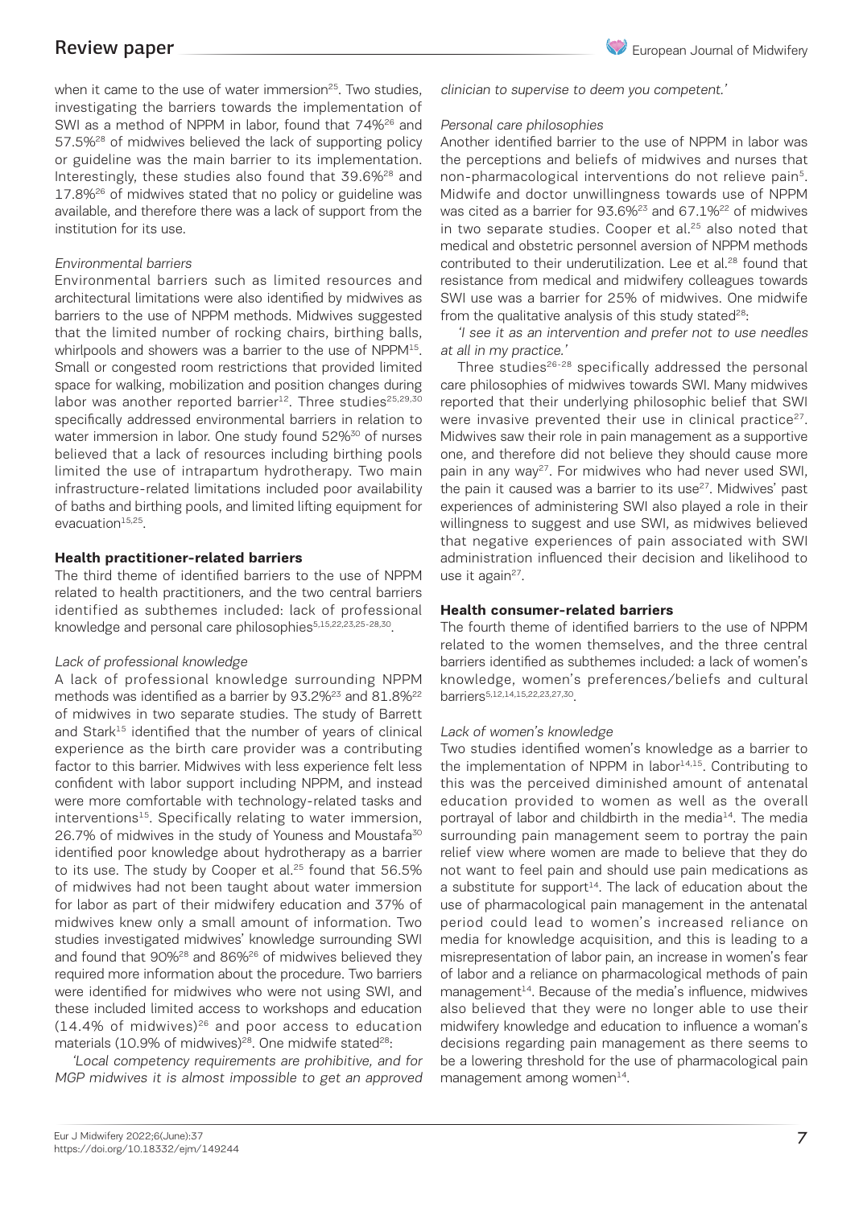when it came to the use of water immersion[25]. Two studies, investigating the barriers towards the implementation of SWI as a method of NPPM in labor, found that 74%[26] and 57.5%[28] of midwives believed the lack of supporting policy or guideline was the main barrier to its implementation. Interestingly, these studies also found that 39.6%[28] and 17.8%[26] of midwives stated that no policy or guideline was available, and therefore there was a lack of support from the institution for its use.

*Environmental barriers*

Environmental barriers such as limited resources and architectural limitations were also identified by midwives as barriers to the use of NPPM methods. Midwives suggested that the limited number of rocking chairs, birthing balls, whirlpools and showers was a barrier to the use of NPPM[15]. Small or congested room restrictions that provided limited space for walking, mobilization and position changes during labor was another reported barrier[12]. Three studies[25,29,30] specifically addressed environmental barriers in relation to water immersion in labor. One study found 52%[30] of nurses believed that a lack of resources including birthing pools limited the use of intrapartum hydrotherapy. Two main infrastructure-related limitations included poor availability of baths and birthing pools, and limited lifting equipment for evacuation[15,25].

**Health practitioner-related barriers**

The third theme of identified barriers to the use of NPPM related to health practitioners, and the two central barriers identified as subthemes included: lack of professional knowledge and personal care philosophies[5,15,22,23,25-28,30].

*Lack of professional knowledge*

A lack of professional knowledge surrounding NPPM methods was identified as a barrier by 93.2%[23] and 81.8%[22] of midwives in two separate studies. The study of Barrett and Stark[15] identified that the number of years of clinical experience as the birth care provider was a contributing factor to this barrier. Midwives with less experience felt less confident with labor support including NPPM, and instead were more comfortable with technology-related tasks and interventions[15]. Specifically relating to water immersion, 26.7% of midwives in the study of Youness and Moustafa[30] identified poor knowledge about hydrotherapy as a barrier to its use. The study by Cooper et al.[25] found that 56.5% of midwives had not been taught about water immersion for labor as part of their midwifery education and 37% of midwives knew only a small amount of information. Two studies investigated midwives' knowledge surrounding SWI and found that 90%[28] and 86%[26] of midwives believed they required more information about the procedure. Two barriers were identified for midwives who were not using SWI, and these included limited access to workshops and education (14.4% of midwives)[26] and poor access to education materials (10.9% of midwives)[28]. One midwife stated[28]:

*'Local competency requirements are prohibitive, and for MGP midwives it is almost impossible to get an approved clinician to supervise to deem you competent.'*

*Personal care philosophies*

Another identified barrier to the use of NPPM in labor was the perceptions and beliefs of midwives and nurses that non-pharmacological interventions do not relieve pain[5]. Midwife and doctor unwillingness towards use of NPPM was cited as a barrier for 93.6%[23] and 67.1%[22] of midwives in two separate studies. Cooper et al.[25] also noted that medical and obstetric personnel aversion of NPPM methods contributed to their underutilization. Lee et al.[28] found that resistance from medical and midwifery colleagues towards SWI use was a barrier for 25% of midwives. One midwife from the qualitative analysis of this study stated[28]:

*'I see it as an intervention and prefer not to use needles at all in my practice.'*

Three studies[26-28] specifically addressed the personal care philosophies of midwives towards SWI. Many midwives reported that their underlying philosophic belief that SWI were invasive prevented their use in clinical practice[27]. Midwives saw their role in pain management as a supportive one, and therefore did not believe they should cause more pain in any way[27]. For midwives who had never used SWI, the pain it caused was a barrier to its use[27]. Midwives' past experiences of administering SWI also played a role in their willingness to suggest and use SWI, as midwives believed that negative experiences of pain associated with SWI administration influenced their decision and likelihood to use it again[27].

**Health consumer-related barriers**

The fourth theme of identified barriers to the use of NPPM related to the women themselves, and the three central barriers identified as subthemes included: a lack of women's knowledge, women's preferences/beliefs and cultural barriers[5,12,14,15,22,23,27,30].

*Lack of women's knowledge*

Two studies identified women's knowledge as a barrier to the implementation of NPPM in labor[14,15]. Contributing to this was the perceived diminished amount of antenatal education provided to women as well as the overall portrayal of labor and childbirth in the media[14]. The media surrounding pain management seem to portray the pain relief view where women are made to believe that they do not want to feel pain and should use pain medications as a substitute for support[14]. The lack of education about the use of pharmacological pain management in the antenatal period could lead to women's increased reliance on media for knowledge acquisition, and this is leading to a misrepresentation of labor pain, an increase in women's fear of labor and a reliance on pharmacological methods of pain management[14]. Because of the media's influence, midwives also believed that they were no longer able to use their midwifery knowledge and education to influence a woman's decisions regarding pain management as there seems to be a lowering threshold for the use of pharmacological pain management among women[14].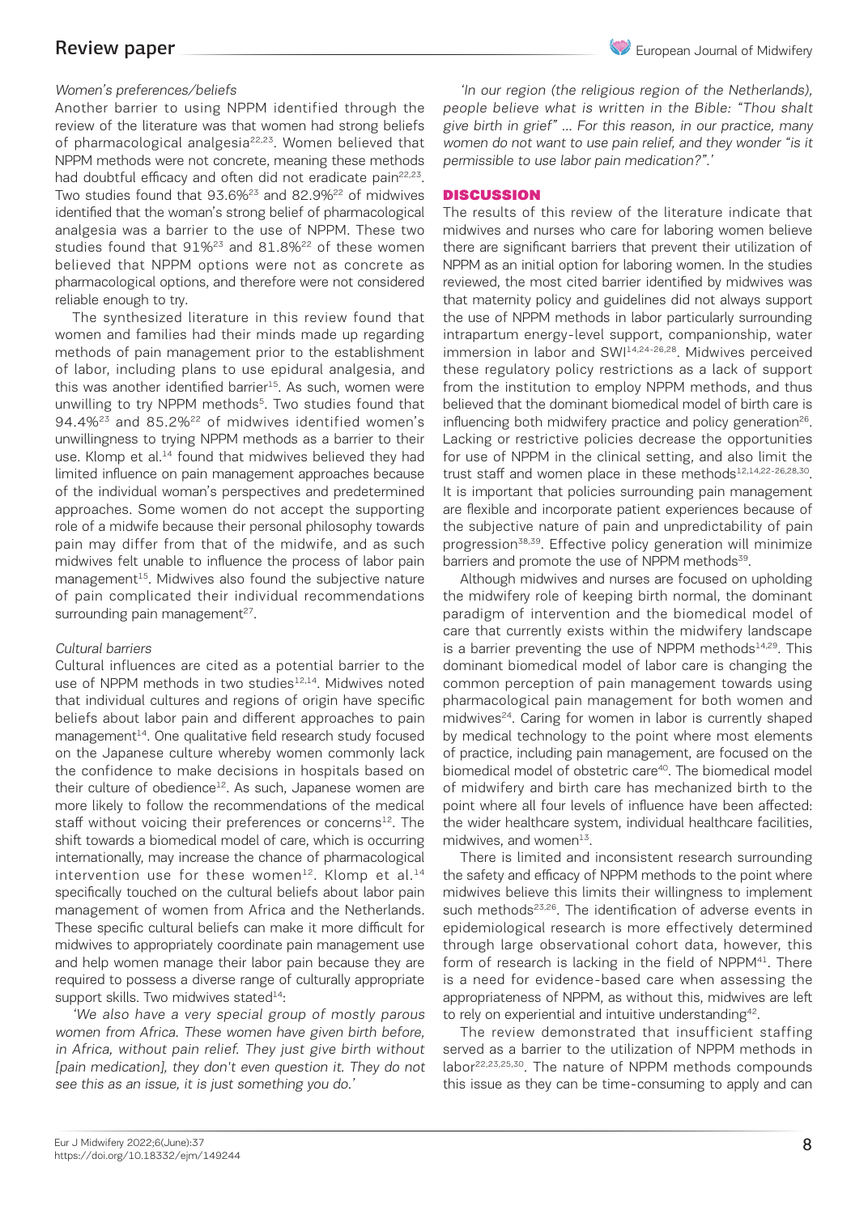*Women's preferences/beliefs*

Another barrier to using NPPM identified through the review of the literature was that women had strong beliefs of pharmacological analgesia[22,23]. Women believed that NPPM methods were not concrete, meaning these methods had doubtful efficacy and often did not eradicate pain[22,23]. Two studies found that 93.6%[23] and 82.9%[22] of midwives identified that the woman's strong belief of pharmacological analgesia was a barrier to the use of NPPM. These two studies found that 91%[23] and 81.8%[22] of these women believed that NPPM options were not as concrete as pharmacological options, and therefore were not considered reliable enough to try.

The synthesized literature in this review found that women and families had their minds made up regarding methods of pain management prior to the establishment of labor, including plans to use epidural analgesia, and this was another identified barrier[15]. As such, women were unwilling to try NPPM methods[5]. Two studies found that 94.4%[23] and 85.2%[22] of midwives identified women's unwillingness to trying NPPM methods as a barrier to their use. Klomp et al.[14] found that midwives believed they had limited influence on pain management approaches because of the individual woman's perspectives and predetermined approaches. Some women do not accept the supporting role of a midwife because their personal philosophy towards pain may differ from that of the midwife, and as such midwives felt unable to influence the process of labor pain management[15]. Midwives also found the subjective nature of pain complicated their individual recommendations surrounding pain management[27].

*Cultural barriers*

Cultural influences are cited as a potential barrier to the use of NPPM methods in two studies[12,14]. Midwives noted that individual cultures and regions of origin have specific beliefs about labor pain and different approaches to pain management[14]. One qualitative field research study focused on the Japanese culture whereby women commonly lack the confidence to make decisions in hospitals based on their culture of obedience[12]. As such, Japanese women are more likely to follow the recommendations of the medical staff without voicing their preferences or concerns[12]. The shift towards a biomedical model of care, which is occurring internationally, may increase the chance of pharmacological intervention use for these women[12]. Klomp et al.[14] specifically touched on the cultural beliefs about labor pain management of women from Africa and the Netherlands. These specific cultural beliefs can make it more difficult for midwives to appropriately coordinate pain management use and help women manage their labor pain because they are required to possess a diverse range of culturally appropriate support skills. Two midwives stated[14]:

*'We also have a very special group of mostly parous women from Africa. These women have given birth before, in Africa, without pain relief. They just give birth without [pain medication], they don't even question it. They do not see this as an issue, it is just something you do.'*

*'In our region (the religious region of the Netherlands), people believe what is written in the Bible: "Thou shalt give birth in grief" ... For this reason, in our practice, many women do not want to use pain relief, and they wonder "is it permissible to use labor pain medication?".'*

## DISCUSSION

The results of this review of the literature indicate that midwives and nurses who care for laboring women believe there are significant barriers that prevent their utilization of NPPM as an initial option for laboring women. In the studies reviewed, the most cited barrier identified by midwives was that maternity policy and guidelines did not always support the use of NPPM methods in labor particularly surrounding intrapartum energy-level support, companionship, water immersion in labor and SWI[14,24-26,28]. Midwives perceived these regulatory policy restrictions as a lack of support from the institution to employ NPPM methods, and thus believed that the dominant biomedical model of birth care is influencing both midwifery practice and policy generation[26]. Lacking or restrictive policies decrease the opportunities for use of NPPM in the clinical setting, and also limit the trust staff and women place in these methods[12,14,22-26,28,30]. It is important that policies surrounding pain management are flexible and incorporate patient experiences because of the subjective nature of pain and unpredictability of pain progression[38,39]. Effective policy generation will minimize barriers and promote the use of NPPM methods[39].

Although midwives and nurses are focused on upholding the midwifery role of keeping birth normal, the dominant paradigm of intervention and the biomedical model of care that currently exists within the midwifery landscape is a barrier preventing the use of NPPM methods[14,29]. This dominant biomedical model of labor care is changing the common perception of pain management towards using pharmacological pain management for both women and midwives[24]. Caring for women in labor is currently shaped by medical technology to the point where most elements of practice, including pain management, are focused on the biomedical model of obstetric care[40]. The biomedical model of midwifery and birth care has mechanized birth to the point where all four levels of influence have been affected: the wider healthcare system, individual healthcare facilities, midwives, and women[13].

There is limited and inconsistent research surrounding the safety and efficacy of NPPM methods to the point where midwives believe this limits their willingness to implement such methods[23,26]. The identification of adverse events in epidemiological research is more effectively determined through large observational cohort data, however, this form of research is lacking in the field of NPPM[41]. There is a need for evidence-based care when assessing the appropriateness of NPPM, as without this, midwives are left to rely on experiential and intuitive understanding[42].

The review demonstrated that insufficient staffing served as a barrier to the utilization of NPPM methods in labor[22,23,25,30]. The nature of NPPM methods compounds this issue as they can be time-consuming to apply and can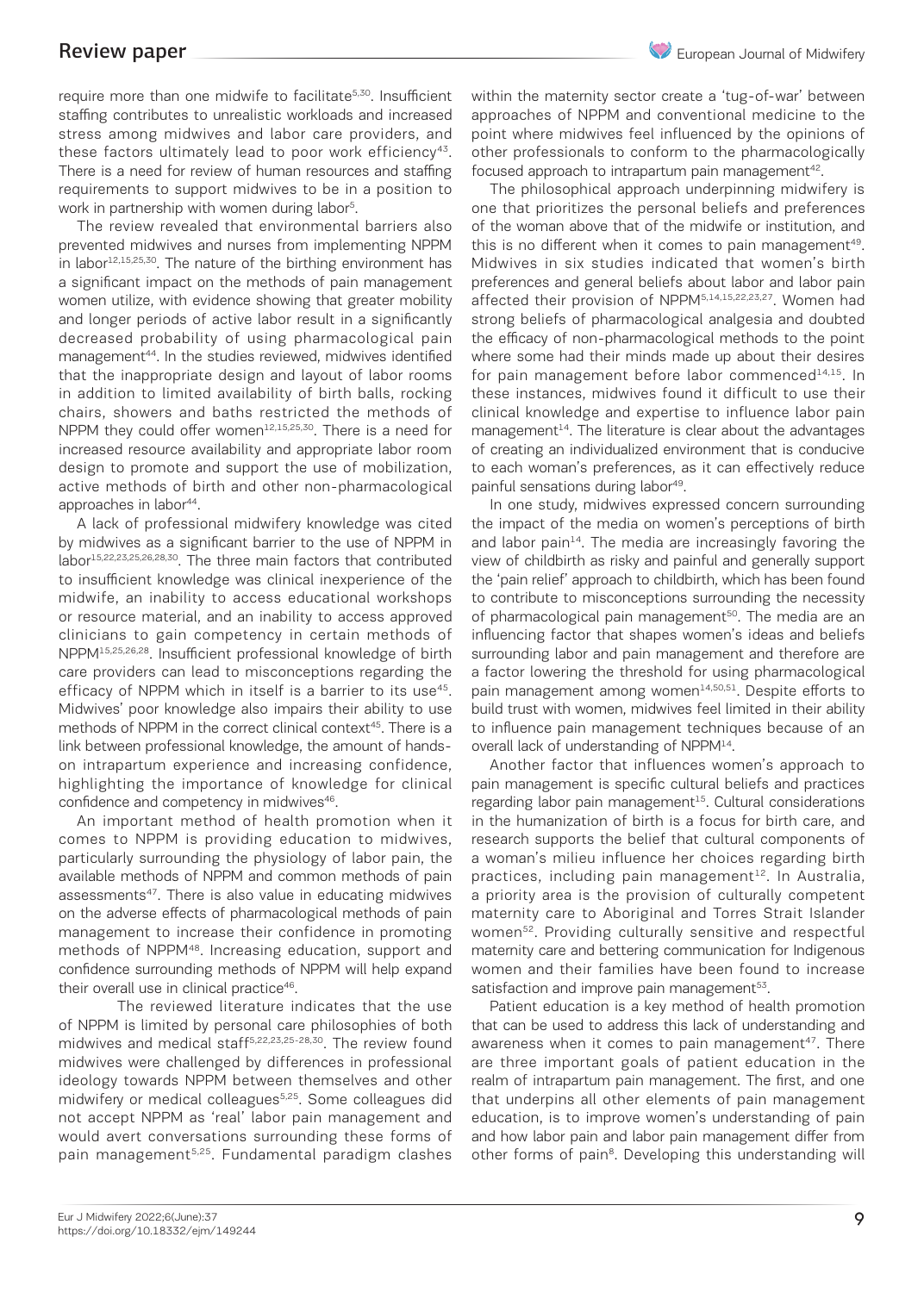require more than one midwife to facilitate[5,30]. Insufficient staffing contributes to unrealistic workloads and increased stress among midwives and labor care providers, and these factors ultimately lead to poor work efficiency[43]. There is a need for review of human resources and staffing requirements to support midwives to be in a position to work in partnership with women during labor[5].

The review revealed that environmental barriers also prevented midwives and nurses from implementing NPPM in labor[12,15,25,30]. The nature of the birthing environment has a significant impact on the methods of pain management women utilize, with evidence showing that greater mobility and longer periods of active labor result in a significantly decreased probability of using pharmacological pain management[44]. In the studies reviewed, midwives identified that the inappropriate design and layout of labor rooms in addition to limited availability of birth balls, rocking chairs, showers and baths restricted the methods of NPPM they could offer women[12,15,25,30]. There is a need for increased resource availability and appropriate labor room design to promote and support the use of mobilization, active methods of birth and other non-pharmacological approaches in labor[44].

A lack of professional midwifery knowledge was cited by midwives as a significant barrier to the use of NPPM in labor[15,22,23,25,26,28,30]. The three main factors that contributed to insufficient knowledge was clinical inexperience of the midwife, an inability to access educational workshops or resource material, and an inability to access approved clinicians to gain competency in certain methods of NPPM[15,25,26,28]. Insufficient professional knowledge of birth care providers can lead to misconceptions regarding the efficacy of NPPM which in itself is a barrier to its use[45]. Midwives' poor knowledge also impairs their ability to use methods of NPPM in the correct clinical context[45]. There is a link between professional knowledge, the amount of hands-on intrapartum experience and increasing confidence, highlighting the importance of knowledge for clinical confidence and competency in midwives[46].

An important method of health promotion when it comes to NPPM is providing education to midwives, particularly surrounding the physiology of labor pain, the available methods of NPPM and common methods of pain assessments[47]. There is also value in educating midwives on the adverse effects of pharmacological methods of pain management to increase their confidence in promoting methods of NPPM[48]. Increasing education, support and confidence surrounding methods of NPPM will help expand their overall use in clinical practice[46].

The reviewed literature indicates that the use of NPPM is limited by personal care philosophies of both midwives and medical staff[5,22,23,25-28,30]. The review found midwives were challenged by differences in professional ideology towards NPPM between themselves and other midwifery or medical colleagues[5,25]. Some colleagues did not accept NPPM as 'real' labor pain management and would avert conversations surrounding these forms of pain management[5,25]. Fundamental paradigm clashes within the maternity sector create a 'tug-of-war' between approaches of NPPM and conventional medicine to the point where midwives feel influenced by the opinions of other professionals to conform to the pharmacologically focused approach to intrapartum pain management[42].

The philosophical approach underpinning midwifery is one that prioritizes the personal beliefs and preferences of the woman above that of the midwife or institution, and this is no different when it comes to pain management[49]. Midwives in six studies indicated that women's birth preferences and general beliefs about labor and labor pain affected their provision of NPPM[5,14,15,22,23,27]. Women had strong beliefs of pharmacological analgesia and doubted the efficacy of non-pharmacological methods to the point where some had their minds made up about their desires for pain management before labor commenced[14,15]. In these instances, midwives found it difficult to use their clinical knowledge and expertise to influence labor pain management[14]. The literature is clear about the advantages of creating an individualized environment that is conducive to each woman's preferences, as it can effectively reduce painful sensations during labor[49].

In one study, midwives expressed concern surrounding the impact of the media on women's perceptions of birth and labor pain[14]. The media are increasingly favoring the view of childbirth as risky and painful and generally support the 'pain relief' approach to childbirth, which has been found to contribute to misconceptions surrounding the necessity of pharmacological pain management[50]. The media are an influencing factor that shapes women's ideas and beliefs surrounding labor and pain management and therefore are a factor lowering the threshold for using pharmacological pain management among women[14,50,51]. Despite efforts to build trust with women, midwives feel limited in their ability to influence pain management techniques because of an overall lack of understanding of NPPM[14].

Another factor that influences women's approach to pain management is specific cultural beliefs and practices regarding labor pain management[15]. Cultural considerations in the humanization of birth is a focus for birth care, and research supports the belief that cultural components of a woman's milieu influence her choices regarding birth practices, including pain management[12]. In Australia, a priority area is the provision of culturally competent maternity care to Aboriginal and Torres Strait Islander women[52]. Providing culturally sensitive and respectful maternity care and bettering communication for Indigenous women and their families have been found to increase satisfaction and improve pain management[53].

Patient education is a key method of health promotion that can be used to address this lack of understanding and awareness when it comes to pain management[47]. There are three important goals of patient education in the realm of intrapartum pain management. The first, and one that underpins all other elements of pain management education, is to improve women's understanding of pain and how labor pain and labor pain management differ from other forms of pain[8]. Developing this understanding will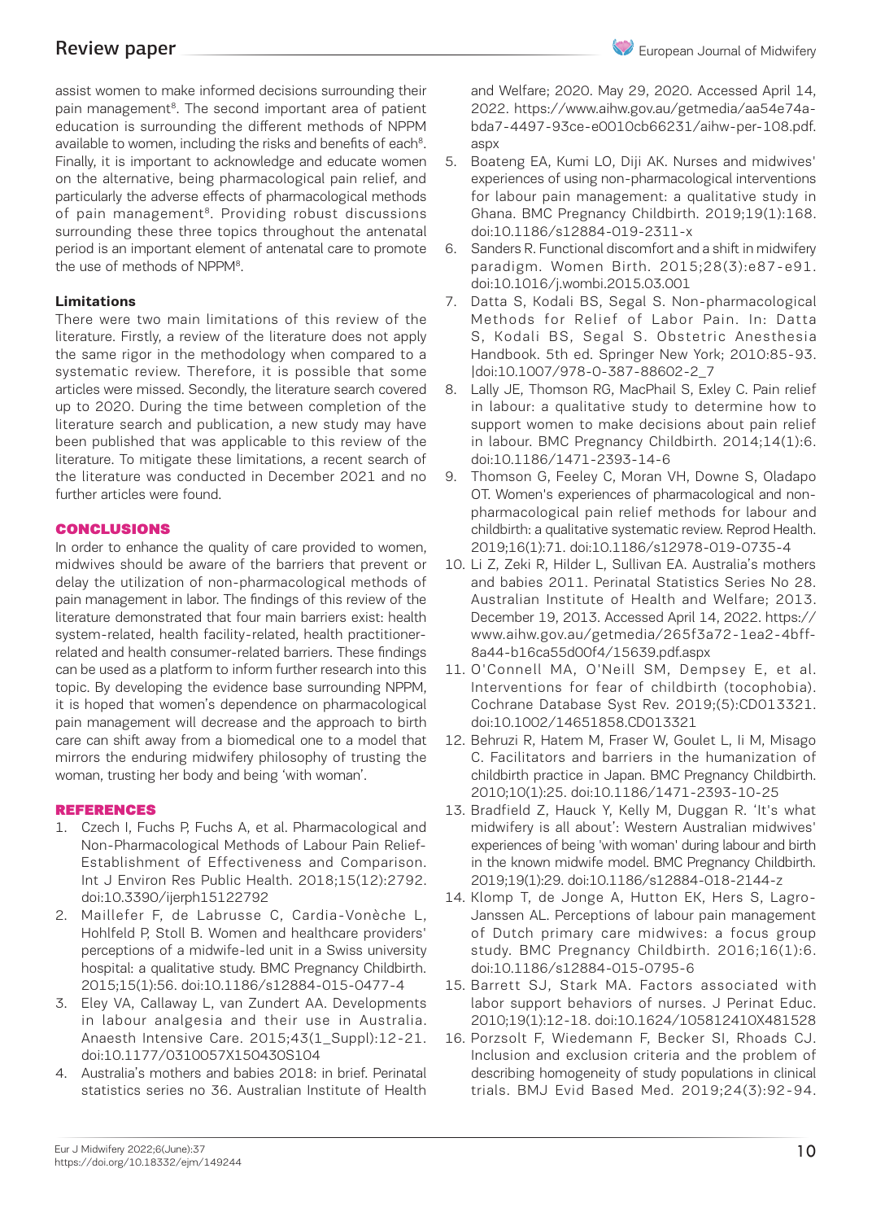assist women to make informed decisions surrounding their pain management[8]. The second important area of patient education is surrounding the different methods of NPPM available to women, including the risks and benefits of each[8]. Finally, it is important to acknowledge and educate women on the alternative, being pharmacological pain relief, and particularly the adverse effects of pharmacological methods of pain management[8]. Providing robust discussions surrounding these three topics throughout the antenatal period is an important element of antenatal care to promote the use of methods of NPPM[8].

**Limitations**

There were two main limitations of this review of the literature. Firstly, a review of the literature does not apply the same rigor in the methodology when compared to a systematic review. Therefore, it is possible that some articles were missed. Secondly, the literature search covered up to 2020. During the time between completion of the literature search and publication, a new study may have been published that was applicable to this review of the literature. To mitigate these limitations, a recent search of the literature was conducted in December 2021 and no further articles were found.

## CONCLUSIONS

In order to enhance the quality of care provided to women, midwives should be aware of the barriers that prevent or delay the utilization of non-pharmacological methods of pain management in labor. The findings of this review of the literature demonstrated that four main barriers exist: health system-related, health facility-related, health practitioner-related and health consumer-related barriers. These findings can be used as a platform to inform further research into this topic. By developing the evidence base surrounding NPPM, it is hoped that women's dependence on pharmacological pain management will decrease and the approach to birth care can shift away from a biomedical one to a model that mirrors the enduring midwifery philosophy of trusting the woman, trusting her body and being 'with woman'.

## REFERENCES

1. Czech I, Fuchs P, Fuchs A, et al. Pharmacological and Non-Pharmacological Methods of Labour Pain Relief-Establishment of Effectiveness and Comparison. Int J Environ Res Public Health. 2018;15(12):2792. doi:10.3390/ijerph15122792
2. Maillefer F, de Labrusse C, Cardia-Vonèche L, Hohlfeld P, Stoll B. Women and healthcare providers' perceptions of a midwife-led unit in a Swiss university hospital: a qualitative study. BMC Pregnancy Childbirth. 2015;15(1):56. doi:10.1186/s12884-015-0477-4
3. Eley VA, Callaway L, van Zundert AA. Developments in labour analgesia and their use in Australia. Anaesth Intensive Care. 2015;43(1_Suppl):12-21. doi:10.1177/0310057X150430S104
4. Australia's mothers and babies 2018: in brief. Perinatal statistics series no 36. Australian Institute of Health and Welfare; 2020. May 29, 2020. Accessed April 14, 2022. https://www.aihw.gov.au/getmedia/aa54e74a-bda7-4497-93ce-e0010cb66231/aihw-per-108.pdf.aspx
5. Boateng EA, Kumi LO, Diji AK. Nurses and midwives' experiences of using non-pharmacological interventions for labour pain management: a qualitative study in Ghana. BMC Pregnancy Childbirth. 2019;19(1):168. doi:10.1186/s12884-019-2311-x
6. Sanders R. Functional discomfort and a shift in midwifery paradigm. Women Birth. 2015;28(3):e87-e91. doi:10.1016/j.wombi.2015.03.001
7. Datta S, Kodali BS, Segal S. Non-pharmacological Methods for Relief of Labor Pain. In: Datta S, Kodali BS, Segal S. Obstetric Anesthesia Handbook. 5th ed. Springer New York; 2010:85-93. |doi:10.1007/978-0-387-88602-2_7
8. Lally JE, Thomson RG, MacPhail S, Exley C. Pain relief in labour: a qualitative study to determine how to support women to make decisions about pain relief in labour. BMC Pregnancy Childbirth. 2014;14(1):6. doi:10.1186/1471-2393-14-6
9. Thomson G, Feeley C, Moran VH, Downe S, Oladapo OT. Women's experiences of pharmacological and non-pharmacological pain relief methods for labour and childbirth: a qualitative systematic review. Reprod Health. 2019;16(1):71. doi:10.1186/s12978-019-0735-4
10. Li Z, Zeki R, Hilder L, Sullivan EA. Australia's mothers and babies 2011. Perinatal Statistics Series No 28. Australian Institute of Health and Welfare; 2013. December 19, 2013. Accessed April 14, 2022. https://www.aihw.gov.au/getmedia/265f3a72-1ea2-4bff-8a44-b16ca55d00f4/15639.pdf.aspx
11. O'Connell MA, O'Neill SM, Dempsey E, et al. Interventions for fear of childbirth (tocophobia). Cochrane Database Syst Rev. 2019;(5):CD013321. doi:10.1002/14651858.CD013321
12. Behruzi R, Hatem M, Fraser W, Goulet L, Ii M, Misago C. Facilitators and barriers in the humanization of childbirth practice in Japan. BMC Pregnancy Childbirth. 2010;10(1):25. doi:10.1186/1471-2393-10-25
13. Bradfield Z, Hauck Y, Kelly M, Duggan R. 'It's what midwifery is all about': Western Australian midwives' experiences of being 'with woman' during labour and birth in the known midwife model. BMC Pregnancy Childbirth. 2019;19(1):29. doi:10.1186/s12884-018-2144-z
14. Klomp T, de Jonge A, Hutton EK, Hers S, Lagro-Janssen AL. Perceptions of labour pain management of Dutch primary care midwives: a focus group study. BMC Pregnancy Childbirth. 2016;16(1):6. doi:10.1186/s12884-015-0795-6
15. Barrett SJ, Stark MA. Factors associated with labor support behaviors of nurses. J Perinat Educ. 2010;19(1):12-18. doi:10.1624/105812410X481528
16. Porzsolt F, Wiedemann F, Becker SI, Rhoads CJ. Inclusion and exclusion criteria and the problem of describing homogeneity of study populations in clinical trials. BMJ Evid Based Med. 2019;24(3):92-94.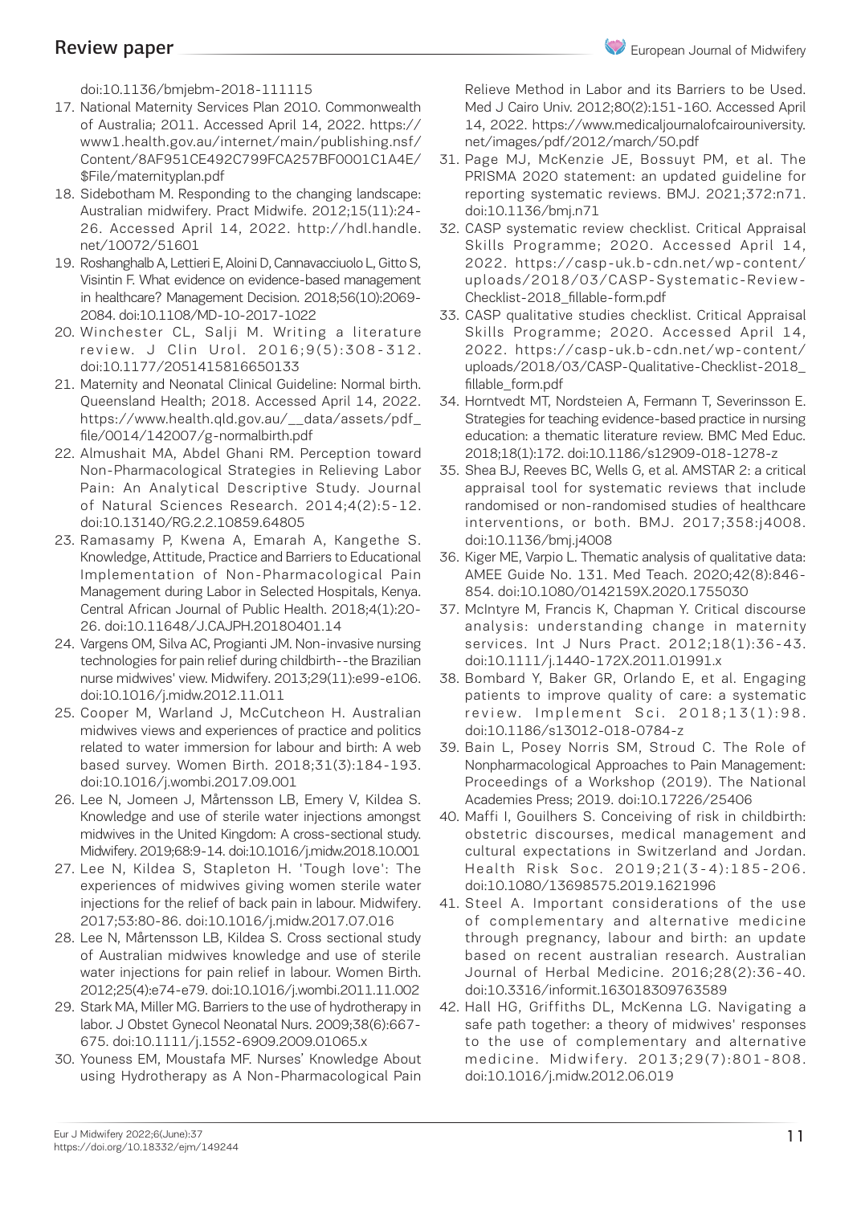doi:10.1136/bmjebm-2018-111115

17. National Maternity Services Plan 2010. Commonwealth of Australia; 2011. Accessed April 14, 2022. https://www1.health.gov.au/internet/main/publishing.nsf/Content/8AF951CE492C799FCA257BF0001C1A4E/$File/maternityplan.pdf
18. Sidebotham M. Responding to the changing landscape: Australian midwifery. Pract Midwife. 2012;15(11):24-26. Accessed April 14, 2022. http://hdl.handle.net/10072/51601
19. Roshanghalb A, Lettieri E, Aloini D, Cannavacciuolo L, Gitto S, Visintin F. What evidence on evidence-based management in healthcare? Management Decision. 2018;56(10):2069-2084. doi:10.1108/MD-10-2017-1022
20. Winchester CL, Salji M. Writing a literature review. J Clin Urol. 2016;9(5):308-312. doi:10.1177/2051415816650133
21. Maternity and Neonatal Clinical Guideline: Normal birth. Queensland Health; 2018. Accessed April 14, 2022. https://www.health.qld.gov.au/__data/assets/pdf_file/0014/142007/g-normalbirth.pdf
22. Almushait MA, Abdel Ghani RM. Perception toward Non-Pharmacological Strategies in Relieving Labor Pain: An Analytical Descriptive Study. Journal of Natural Sciences Research. 2014;4(2):5-12. doi:10.13140/RG.2.2.10859.64805
23. Ramasamy P, Kwena A, Emarah A, Kangethe S. Knowledge, Attitude, Practice and Barriers to Educational Implementation of Non-Pharmacological Pain Management during Labor in Selected Hospitals, Kenya. Central African Journal of Public Health. 2018;4(1):20-26. doi:10.11648/J.CAJPH.20180401.14
24. Vargens OM, Silva AC, Progianti JM. Non-invasive nursing technologies for pain relief during childbirth--the Brazilian nurse midwives' view. Midwifery. 2013;29(11):e99-e106. doi:10.1016/j.midw.2012.11.011
25. Cooper M, Warland J, McCutcheon H. Australian midwives views and experiences of practice and politics related to water immersion for labour and birth: A web based survey. Women Birth. 2018;31(3):184-193. doi:10.1016/j.wombi.2017.09.001
26. Lee N, Jomeen J, Mårtensson LB, Emery V, Kildea S. Knowledge and use of sterile water injections amongst midwives in the United Kingdom: A cross-sectional study. Midwifery. 2019;68:9-14. doi:10.1016/j.midw.2018.10.001
27. Lee N, Kildea S, Stapleton H. 'Tough love': The experiences of midwives giving women sterile water injections for the relief of back pain in labour. Midwifery. 2017;53:80-86. doi:10.1016/j.midw.2017.07.016
28. Lee N, Mårtensson LB, Kildea S. Cross sectional study of Australian midwives knowledge and use of sterile water injections for pain relief in labour. Women Birth. 2012;25(4):e74-e79. doi:10.1016/j.wombi.2011.11.002
29. Stark MA, Miller MG. Barriers to the use of hydrotherapy in labor. J Obstet Gynecol Neonatal Nurs. 2009;38(6):667-675. doi:10.1111/j.1552-6909.2009.01065.x
30. Youness EM, Moustafa MF. Nurses' Knowledge About using Hydrotherapy as A Non-Pharmacological Pain Relieve Method in Labor and its Barriers to be Used. Med J Cairo Univ. 2012;80(2):151-160. Accessed April 14, 2022. https://www.medicaljournalofcairouniversity.net/images/pdf/2012/march/50.pdf
31. Page MJ, McKenzie JE, Bossuyt PM, et al. The PRISMA 2020 statement: an updated guideline for reporting systematic reviews. BMJ. 2021;372:n71. doi:10.1136/bmj.n71
32. CASP systematic review checklist. Critical Appraisal Skills Programme; 2020. Accessed April 14, 2022. https://casp-uk.b-cdn.net/wp-content/uploads/2018/03/CASP-Systematic-Review-Checklist-2018_fillable-form.pdf
33. CASP qualitative studies checklist. Critical Appraisal Skills Programme; 2020. Accessed April 14, 2022. https://casp-uk.b-cdn.net/wp-content/uploads/2018/03/CASP-Qualitative-Checklist-2018_fillable_form.pdf
34. Horntvedt MT, Nordsteien A, Fermann T, Severinsson E. Strategies for teaching evidence-based practice in nursing education: a thematic literature review. BMC Med Educ. 2018;18(1):172. doi:10.1186/s12909-018-1278-z
35. Shea BJ, Reeves BC, Wells G, et al. AMSTAR 2: a critical appraisal tool for systematic reviews that include randomised or non-randomised studies of healthcare interventions, or both. BMJ. 2017;358:j4008. doi:10.1136/bmj.j4008
36. Kiger ME, Varpio L. Thematic analysis of qualitative data: AMEE Guide No. 131. Med Teach. 2020;42(8):846-854. doi:10.1080/0142159X.2020.1755030
37. McIntyre M, Francis K, Chapman Y. Critical discourse analysis: understanding change in maternity services. Int J Nurs Pract. 2012;18(1):36-43. doi:10.1111/j.1440-172X.2011.01991.x
38. Bombard Y, Baker GR, Orlando E, et al. Engaging patients to improve quality of care: a systematic review. Implement Sci. 2018;13(1):98. doi:10.1186/s13012-018-0784-z
39. Bain L, Posey Norris SM, Stroud C. The Role of Nonpharmacological Approaches to Pain Management: Proceedings of a Workshop (2019). The National Academies Press; 2019. doi:10.17226/25406
40. Maffi I, Gouilhers S. Conceiving of risk in childbirth: obstetric discourses, medical management and cultural expectations in Switzerland and Jordan. Health Risk Soc. 2019;21(3-4):185-206. doi:10.1080/13698575.2019.1621996
41. Steel A. Important considerations of the use of complementary and alternative medicine through pregnancy, labour and birth: an update based on recent australian research. Australian Journal of Herbal Medicine. 2016;28(2):36-40. doi:10.3316/informit.163018309763589
42. Hall HG, Griffiths DL, McKenna LG. Navigating a safe path together: a theory of midwives' responses to the use of complementary and alternative medicine. Midwifery. 2013;29(7):801-808. doi:10.1016/j.midw.2012.06.019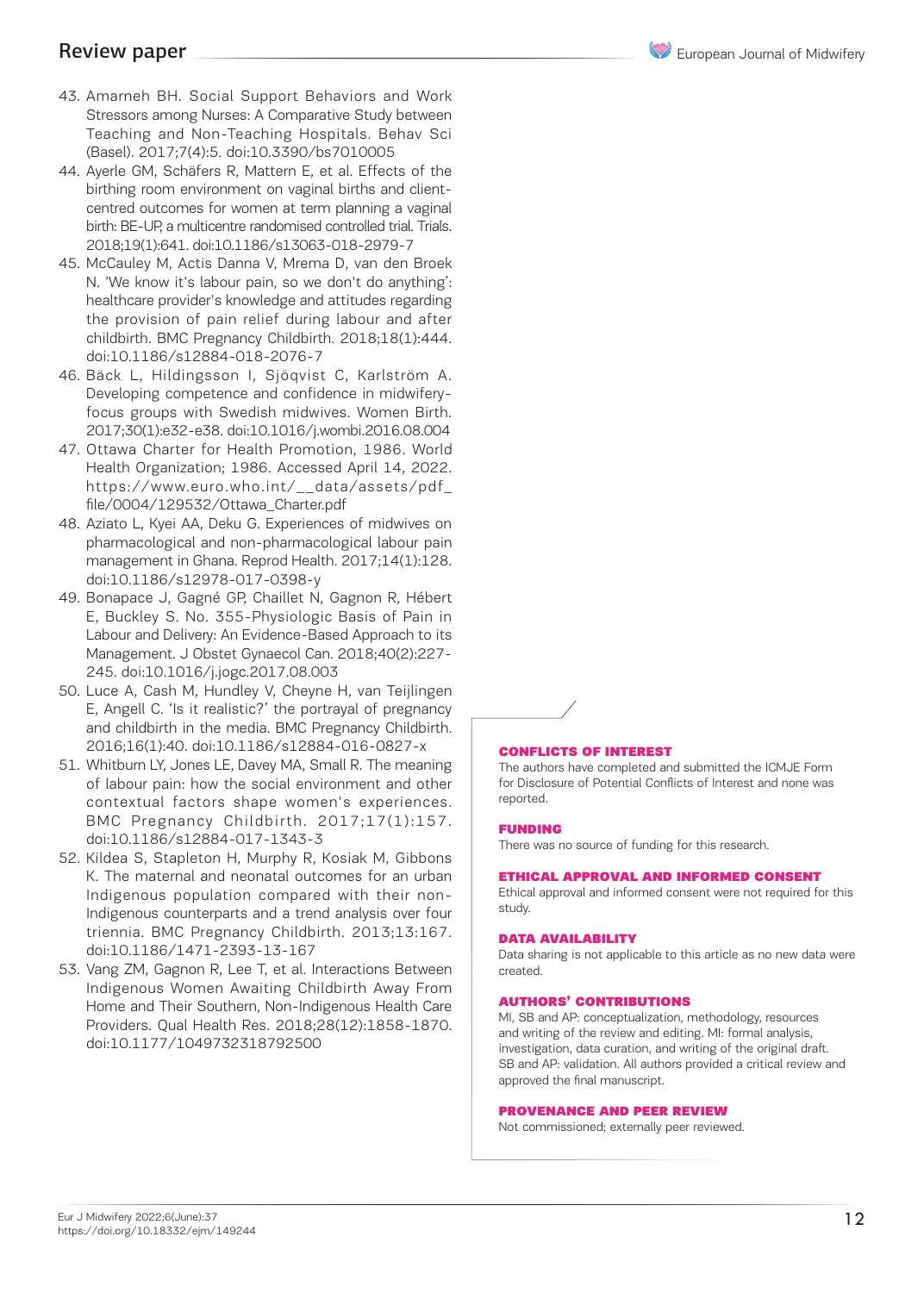43. Amarneh BH. Social Support Behaviors and Work Stressors among Nurses: A Comparative Study between Teaching and Non-Teaching Hospitals. Behav Sci (Basel). 2017;7(4):5. doi:10.3390/bs7010005
44. Ayerle GM, Schäfers R, Mattern E, et al. Effects of the birthing room environment on vaginal births and client-centred outcomes for women at term planning a vaginal birth: BE-UP, a multicentre randomised controlled trial. Trials. 2018;19(1):641. doi:10.1186/s13063-018-2979-7
45. McCauley M, Actis Danna V, Mrema D, van den Broek N. 'We know it's labour pain, so we don't do anything': healthcare provider's knowledge and attitudes regarding the provision of pain relief during labour and after childbirth. BMC Pregnancy Childbirth. 2018;18(1):444. doi:10.1186/s12884-018-2076-7
46. Bäck L, Hildingsson I, Sjöqvist C, Karlström A. Developing competence and confidence in midwifery-focus groups with Swedish midwives. Women Birth. 2017;30(1):e32-e38. doi:10.1016/j.wombi.2016.08.004
47. Ottawa Charter for Health Promotion, 1986. World Health Organization; 1986. Accessed April 14, 2022. https://www.euro.who.int/__data/assets/pdf_file/0004/129532/Ottawa_Charter.pdf
48. Aziato L, Kyei AA, Deku G. Experiences of midwives on pharmacological and non-pharmacological labour pain management in Ghana. Reprod Health. 2017;14(1):128. doi:10.1186/s12978-017-0398-y
49. Bonapace J, Gagné GP, Chaillet N, Gagnon R, Hébert E, Buckley S. No. 355-Physiologic Basis of Pain in Labour and Delivery: An Evidence-Based Approach to its Management. J Obstet Gynaecol Can. 2018;40(2):227-245. doi:10.1016/j.jogc.2017.08.003
50. Luce A, Cash M, Hundley V, Cheyne H, van Teijlingen E, Angell C. 'Is it realistic?' the portrayal of pregnancy and childbirth in the media. BMC Pregnancy Childbirth. 2016;16(1):40. doi:10.1186/s12884-016-0827-x
51. Whitburn LY, Jones LE, Davey MA, Small R. The meaning of labour pain: how the social environment and other contextual factors shape women's experiences. BMC Pregnancy Childbirth. 2017;17(1):157. doi:10.1186/s12884-017-1343-3
52. Kildea S, Stapleton H, Murphy R, Kosiak M, Gibbons K. The maternal and neonatal outcomes for an urban Indigenous population compared with their non-Indigenous counterparts and a trend analysis over four triennia. BMC Pregnancy Childbirth. 2013;13:167. doi:10.1186/1471-2393-13-167
53. Vang ZM, Gagnon R, Lee T, et al. Interactions Between Indigenous Women Awaiting Childbirth Away From Home and Their Southern, Non-Indigenous Health Care Providers. Qual Health Res. 2018;28(12):1858-1870. doi:10.1177/1049732318792500

### CONFLICTS OF INTEREST

The authors have completed and submitted the ICMJE Form for Disclosure of Potential Conflicts of Interest and none was reported.

### FUNDING

There was no source of funding for this research.

### ETHICAL APPROVAL AND INFORMED CONSENT

Ethical approval and informed consent were not required for this study.

### DATA AVAILABILITY

Data sharing is not applicable to this article as no new data were created.

### AUTHORS' CONTRIBUTIONS

MI, SB and AP: conceptualization, methodology, resources and writing of the review and editing. MI: formal analysis, investigation, data curation, and writing of the original draft. SB and AP: validation. All authors provided a critical review and approved the final manuscript.

### PROVENANCE AND PEER REVIEW

Not commissioned; externally peer reviewed.